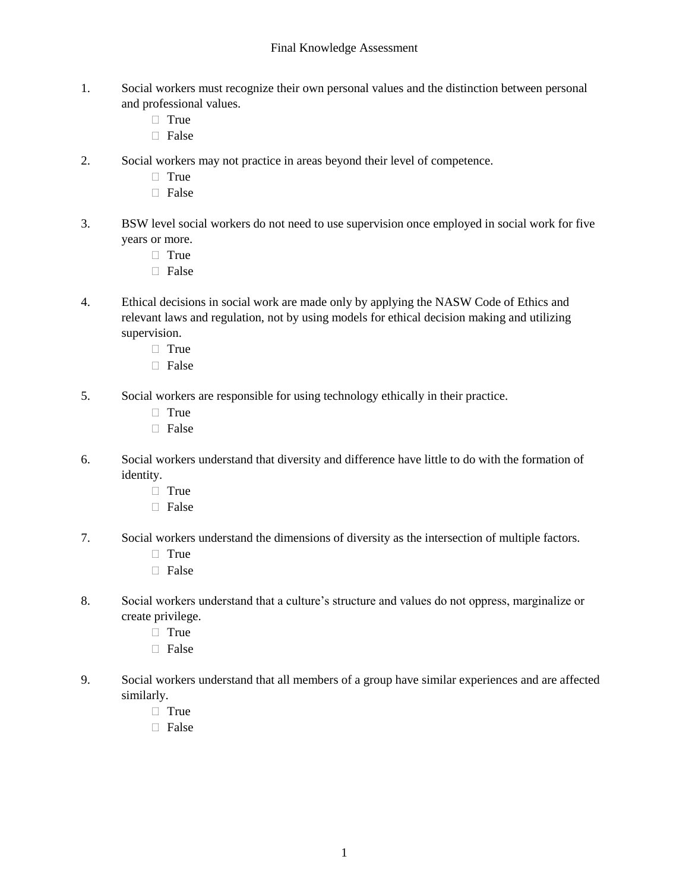# Final Knowledge Assessment

1. Social workers must recognize their own personal values and the distinction between personal and professional values.
   - ☐ True
   - ☐ False

2. Social workers may not practice in areas beyond their level of competence.
   - ☐ True
   - ☐ False

3. BSW level social workers do not need to use supervision once employed in social work for five years or more.
   - ☐ True
   - ☐ False

4. Ethical decisions in social work are made only by applying the NASW Code of Ethics and relevant laws and regulation, not by using models for ethical decision making and utilizing supervision.
   - ☐ True
   - ☐ False

5. Social workers are responsible for using technology ethically in their practice.
   - ☐ True
   - ☐ False

6. Social workers understand that diversity and difference have little to do with the formation of identity.
   - ☐ True
   - ☐ False

7. Social workers understand the dimensions of diversity as the intersection of multiple factors.
   - ☐ True
   - ☐ False

8. Social workers understand that a culture's structure and values do not oppress, marginalize or create privilege.
   - ☐ True
   - ☐ False

9. Social workers understand that all members of a group have similar experiences and are affected similarly.
   - ☐ True
   - ☐ False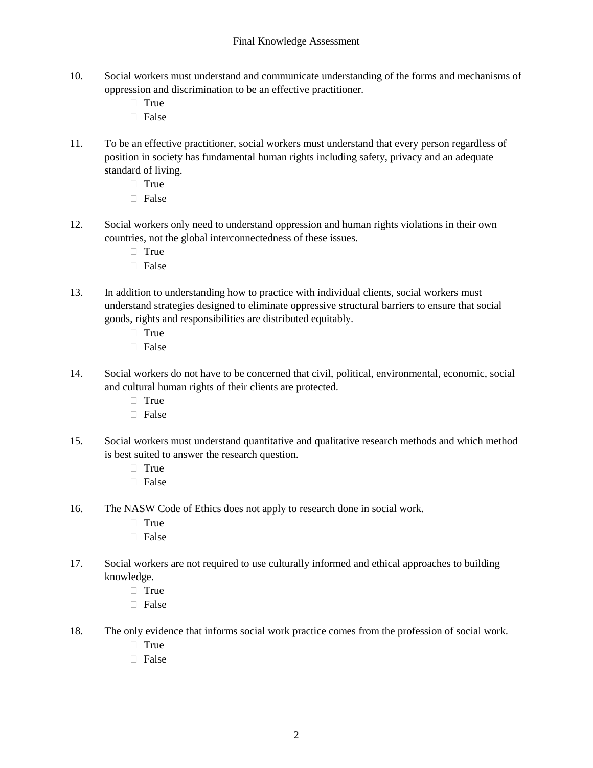10. Social workers must understand and communicate understanding of the forms and mechanisms of oppression and discrimination to be an effective practitioner.
    - ☐ True
    - ☐ False

11. To be an effective practitioner, social workers must understand that every person regardless of position in society has fundamental human rights including safety, privacy and an adequate standard of living.
    - ☐ True
    - ☐ False

12. Social workers only need to understand oppression and human rights violations in their own countries, not the global interconnectedness of these issues.
    - ☐ True
    - ☐ False

13. In addition to understanding how to practice with individual clients, social workers must understand strategies designed to eliminate oppressive structural barriers to ensure that social goods, rights and responsibilities are distributed equitably.
    - ☐ True
    - ☐ False

14. Social workers do not have to be concerned that civil, political, environmental, economic, social and cultural human rights of their clients are protected.
    - ☐ True
    - ☐ False

15. Social workers must understand quantitative and qualitative research methods and which method is best suited to answer the research question.
    - ☐ True
    - ☐ False

16. The NASW Code of Ethics does not apply to research done in social work.
    - ☐ True
    - ☐ False

17. Social workers are not required to use culturally informed and ethical approaches to building knowledge.
    - ☐ True
    - ☐ False

18. The only evidence that informs social work practice comes from the profession of social work.
    - ☐ True
    - ☐ False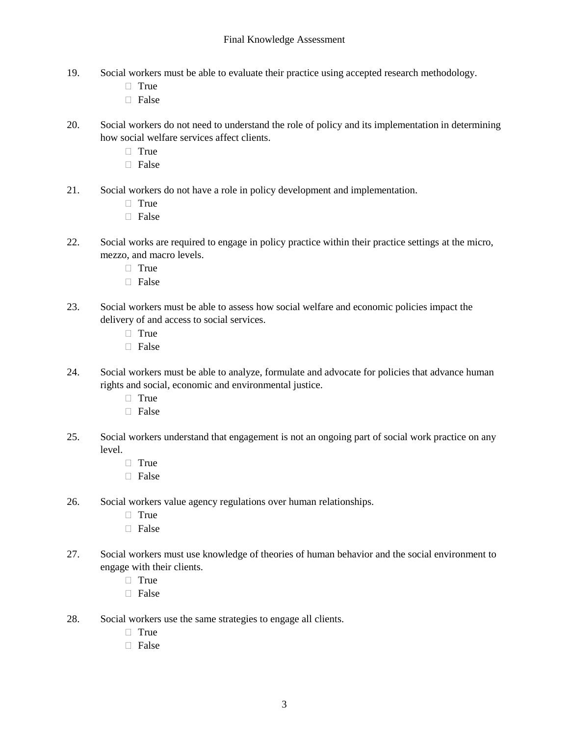19. Social workers must be able to evaluate their practice using accepted research methodology.
    - ☐ True
    - ☐ False

20. Social workers do not need to understand the role of policy and its implementation in determining how social welfare services affect clients.
    - ☐ True
    - ☐ False

21. Social workers do not have a role in policy development and implementation.
    - ☐ True
    - ☐ False

22. Social works are required to engage in policy practice within their practice settings at the micro, mezzo, and macro levels.
    - ☐ True
    - ☐ False

23. Social workers must be able to assess how social welfare and economic policies impact the delivery of and access to social services.
    - ☐ True
    - ☐ False

24. Social workers must be able to analyze, formulate and advocate for policies that advance human rights and social, economic and environmental justice.
    - ☐ True
    - ☐ False

25. Social workers understand that engagement is not an ongoing part of social work practice on any level.
    - ☐ True
    - ☐ False

26. Social workers value agency regulations over human relationships.
    - ☐ True
    - ☐ False

27. Social workers must use knowledge of theories of human behavior and the social environment to engage with their clients.
    - ☐ True
    - ☐ False

28. Social workers use the same strategies to engage all clients.
    - ☐ True
    - ☐ False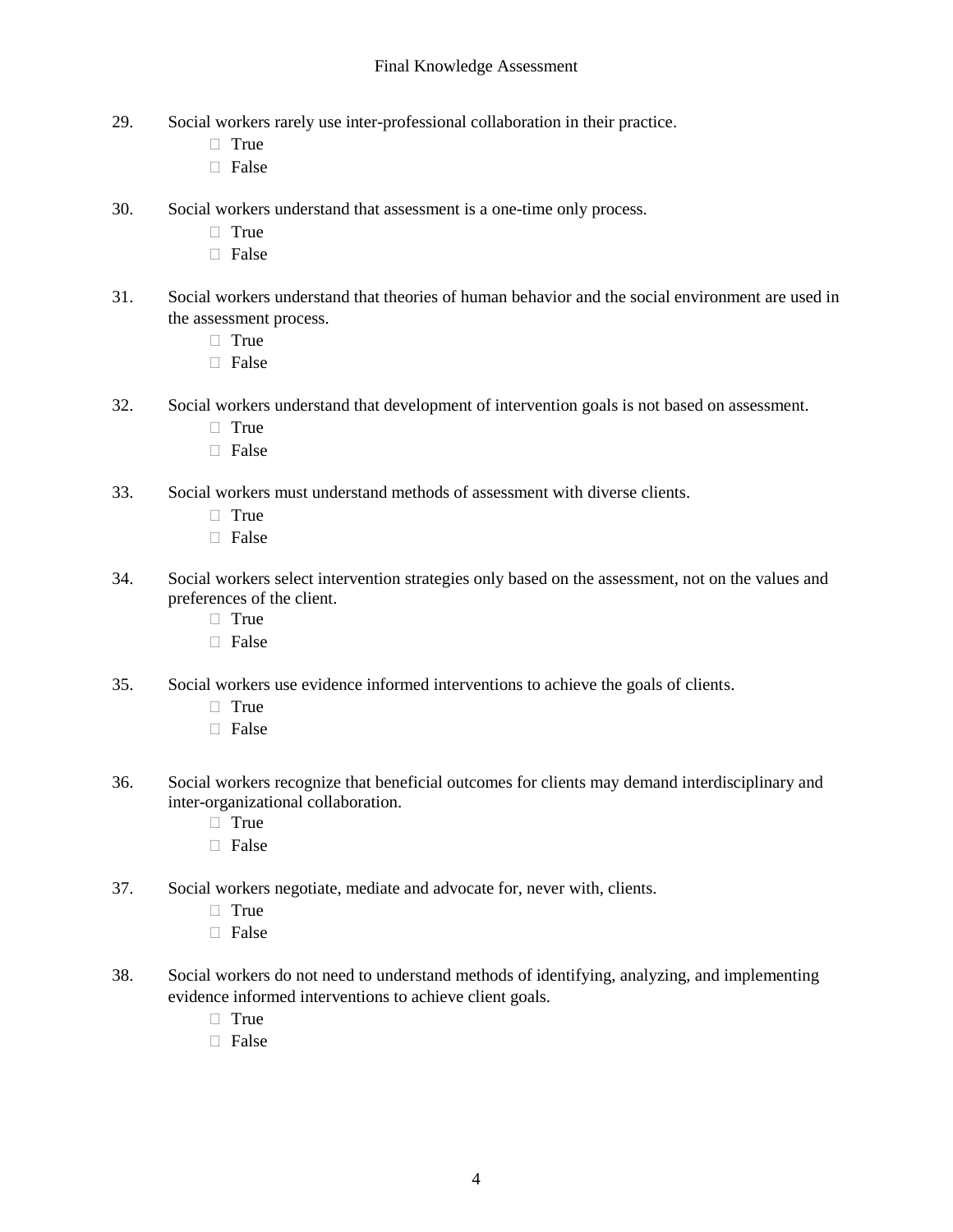29. Social workers rarely use inter-professional collaboration in their practice.
    - True
    - False

30. Social workers understand that assessment is a one-time only process.
    - True
    - False

31. Social workers understand that theories of human behavior and the social environment are used in the assessment process.
    - True
    - False

32. Social workers understand that development of intervention goals is not based on assessment.
    - True
    - False

33. Social workers must understand methods of assessment with diverse clients.
    - True
    - False

34. Social workers select intervention strategies only based on the assessment, not on the values and preferences of the client.
    - True
    - False

35. Social workers use evidence informed interventions to achieve the goals of clients.
    - True
    - False

36. Social workers recognize that beneficial outcomes for clients may demand interdisciplinary and inter-organizational collaboration.
    - True
    - False

37. Social workers negotiate, mediate and advocate for, never with, clients.
    - True
    - False

38. Social workers do not need to understand methods of identifying, analyzing, and implementing evidence informed interventions to achieve client goals.
    - True
    - False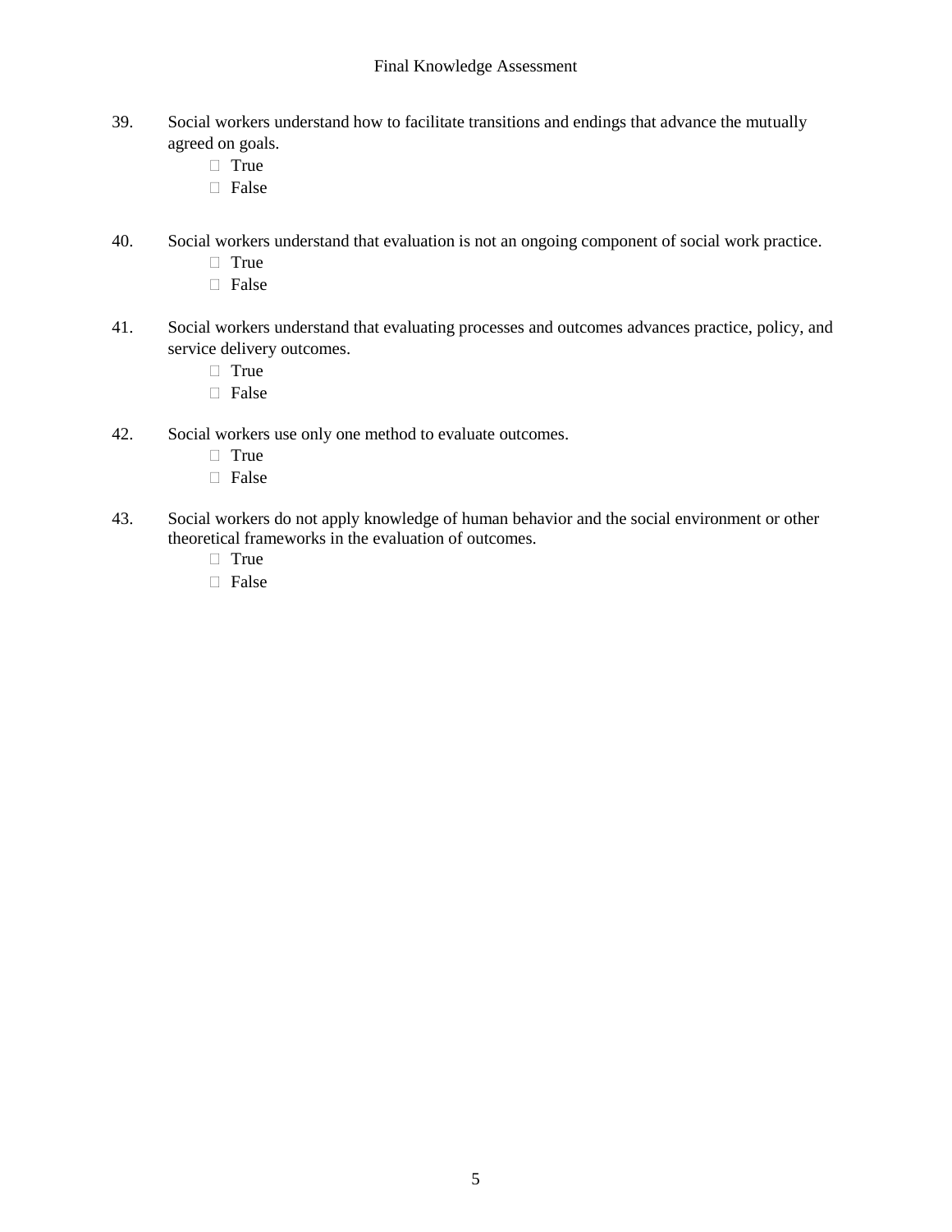39. Social workers understand how to facilitate transitions and endings that advance the mutually agreed on goals.
    - ☐ True
    - ☐ False

40. Social workers understand that evaluation is not an ongoing component of social work practice.
    - ☐ True
    - ☐ False

41. Social workers understand that evaluating processes and outcomes advances practice, policy, and service delivery outcomes.
    - ☐ True
    - ☐ False

42. Social workers use only one method to evaluate outcomes.
    - ☐ True
    - ☐ False

43. Social workers do not apply knowledge of human behavior and the social environment or other theoretical frameworks in the evaluation of outcomes.
    - ☐ True
    - ☐ False